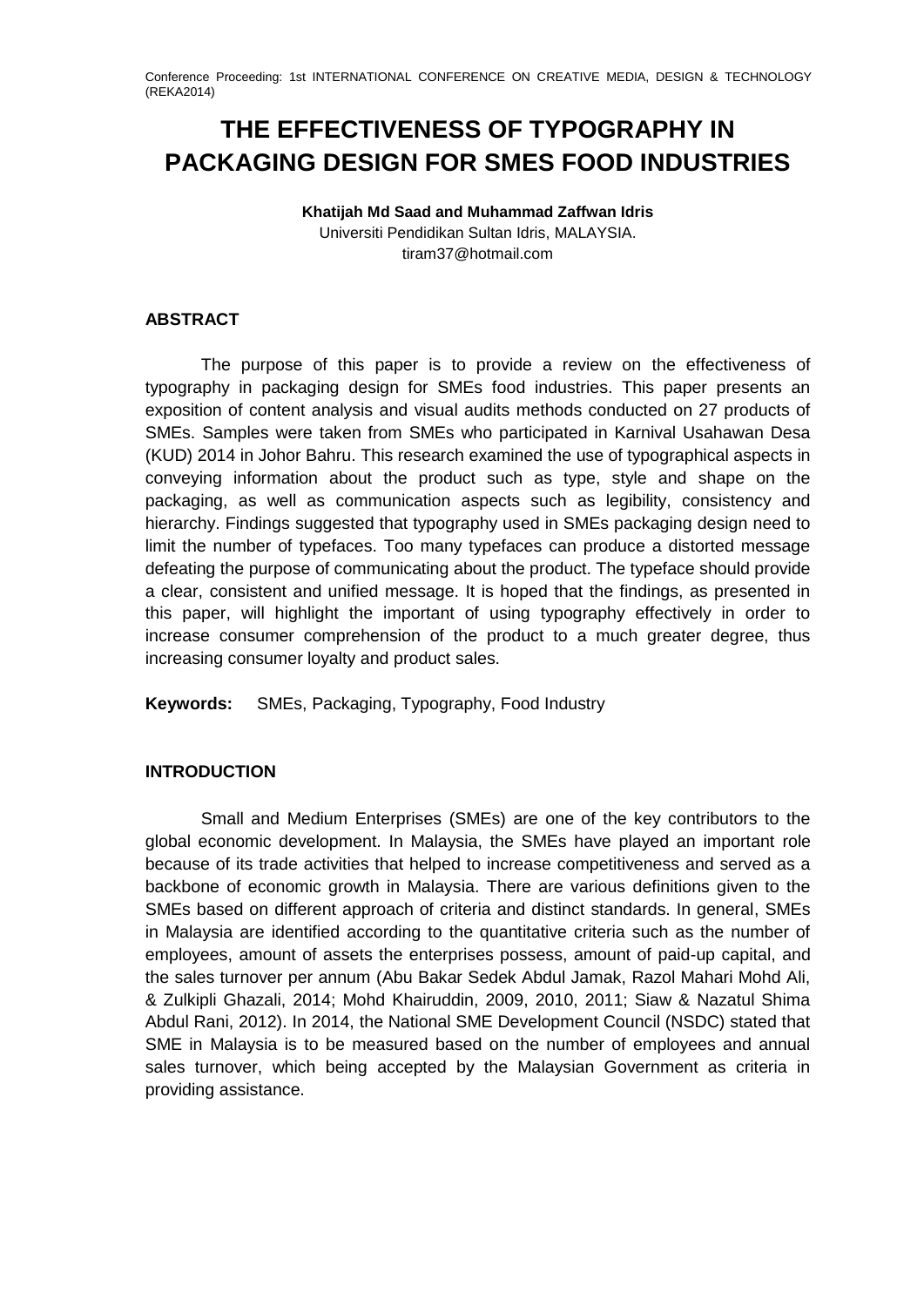# THE EFFECTIVENESS OF TYPOGRAPHY IN PACKAGING DESIGN FOR SMES FOOD INDUSTRIES

**Khatijah Md Saad and Muhammad Zaffwan Idris**
Universiti Pendidikan Sultan Idris, MALAYSIA.
tiram37@hotmail.com

## ABSTRACT

The purpose of this paper is to provide a review on the effectiveness of typography in packaging design for SMEs food industries. This paper presents an exposition of content analysis and visual audits methods conducted on 27 products of SMEs. Samples were taken from SMEs who participated in Karnival Usahawan Desa (KUD) 2014 in Johor Bahru. This research examined the use of typographical aspects in conveying information about the product such as type, style and shape on the packaging, as well as communication aspects such as legibility, consistency and hierarchy. Findings suggested that typography used in SMEs packaging design need to limit the number of typefaces. Too many typefaces can produce a distorted message defeating the purpose of communicating about the product. The typeface should provide a clear, consistent and unified message. It is hoped that the findings, as presented in this paper, will highlight the important of using typography effectively in order to increase consumer comprehension of the product to a much greater degree, thus increasing consumer loyalty and product sales.

**Keywords:** SMEs, Packaging, Typography, Food Industry

## INTRODUCTION

Small and Medium Enterprises (SMEs) are one of the key contributors to the global economic development. In Malaysia, the SMEs have played an important role because of its trade activities that helped to increase competitiveness and served as a backbone of economic growth in Malaysia. There are various definitions given to the SMEs based on different approach of criteria and distinct standards. In general, SMEs in Malaysia are identified according to the quantitative criteria such as the number of employees, amount of assets the enterprises possess, amount of paid-up capital, and the sales turnover per annum (Abu Bakar Sedek Abdul Jamak, Razol Mahari Mohd Ali, & Zulkipli Ghazali, 2014; Mohd Khairuddin, 2009, 2010, 2011; Siaw & Nazatul Shima Abdul Rani, 2012). In 2014, the National SME Development Council (NSDC) stated that SME in Malaysia is to be measured based on the number of employees and annual sales turnover, which being accepted by the Malaysian Government as criteria in providing assistance.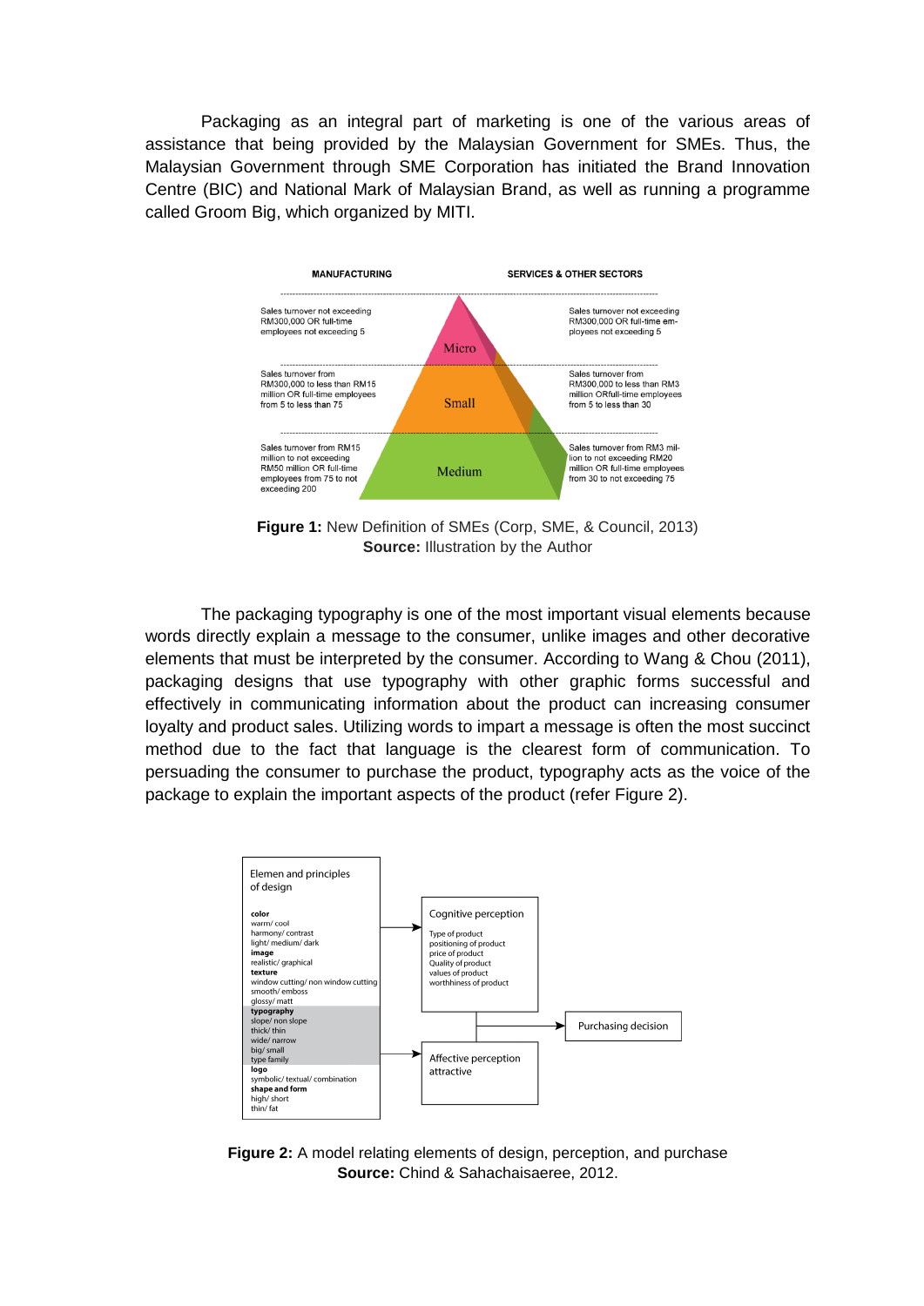Packaging as an integral part of marketing is one of the various areas of assistance that being provided by the Malaysian Government for SMEs. Thus, the Malaysian Government through SME Corporation has initiated the Brand Innovation Centre (BIC) and National Mark of Malaysian Brand, as well as running a programme called Groom Big, which organized by MITI.

| MANUFACTURING | | SERVICES & OTHER SECTORS |
|---|---|---|
| Sales turnover not exceeding RM300,000 OR full-time employees not exceeding 5 | Micro | Sales turnover not exceeding RM300,000 OR full-time employees not exceeding 5 |
| Sales turnover from RM300,000 to less than RM15 million OR full-time employees from 5 to less than 75 | Small | Sales turnover from RM300,000 to less than RM3 million ORfull-time employees from 5 to less than 30 |
| Sales turnover from RM15 million to not exceeding RM50 million OR full-time employees from 75 to not exceeding 200 | Medium | Sales turnover from RM3 million to not exceeding RM20 million OR full-time employees from 30 to not exceeding 75 |

**Figure 1:** New Definition of SMEs (Corp, SME, & Council, 2013)
**Source:** Illustration by the Author

The packaging typography is one of the most important visual elements because words directly explain a message to the consumer, unlike images and other decorative elements that must be interpreted by the consumer. According to Wang & Chou (2011), packaging designs that use typography with other graphic forms successful and effectively in communicating information about the product can increasing consumer loyalty and product sales. Utilizing words to impart a message is often the most succinct method due to the fact that language is the clearest form of communication. To persuading the consumer to purchase the product, typography acts as the voice of the package to explain the important aspects of the product (refer Figure 2).

| Elemen and principles of design | Perception | |
|---|---|---|
| **color**: warm/ cool; harmony/ contrast; light/ medium/ dark; **image**: realistic/ graphical; **texture**: window cutting/ non window cutting; smooth/ emboss; glossy/ matt; **typography**: slope/ non slope; thick/ thin; wide/ narrow; big/ small; type family; **logo**: symbolic/ textual/ combination; **shape and form**: high/ short; thin/ fat | Cognitive perception: Type of product; positioning of product; price of product; Quality of product; values of product; worthhiness of product | Purchasing decision |
| | Affective perception: attractive | |

**Figure 2:** A model relating elements of design, perception, and purchase
**Source:** Chind & Sahachaisaeree, 2012.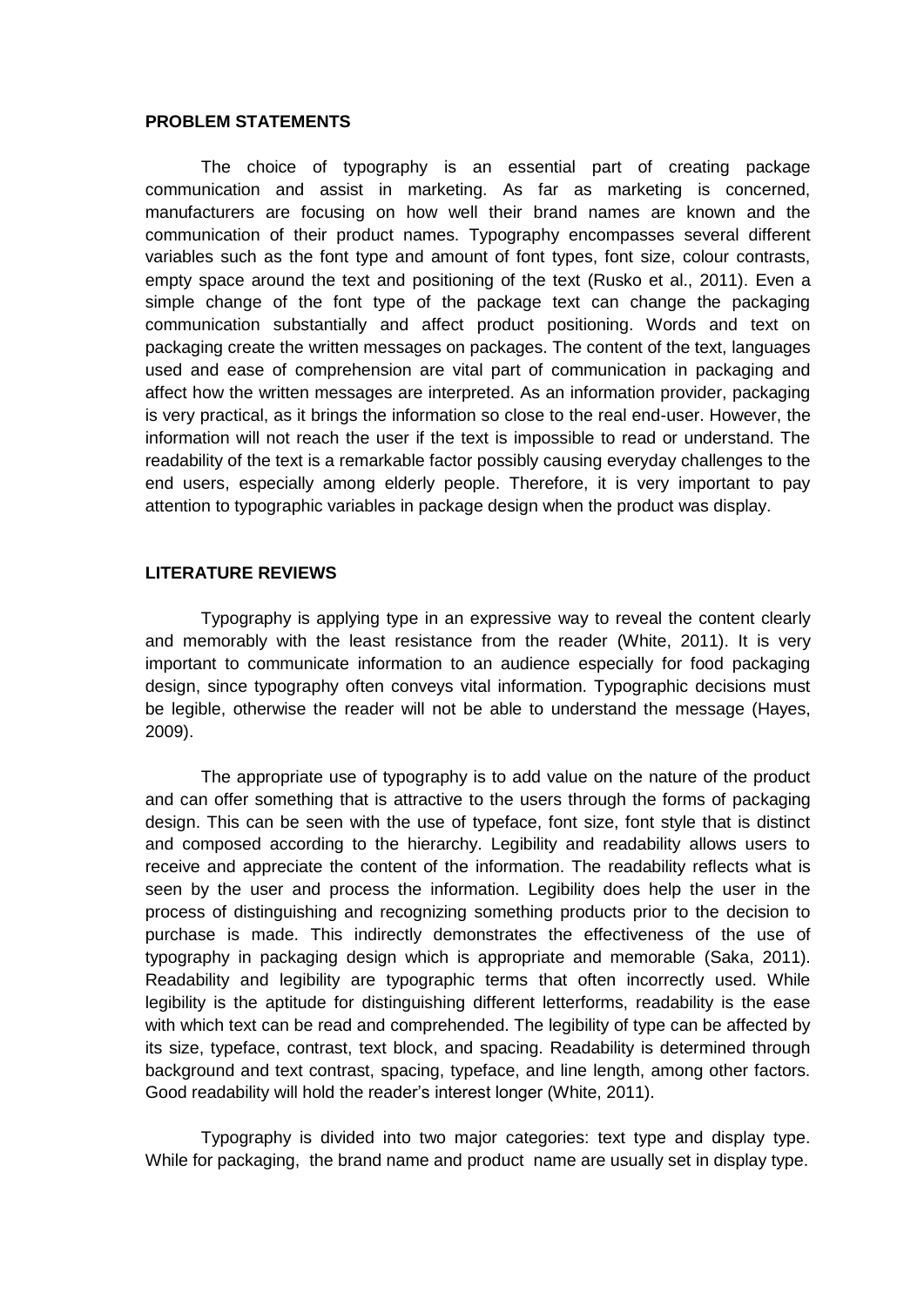## PROBLEM STATEMENTS

The choice of typography is an essential part of creating package communication and assist in marketing. As far as marketing is concerned, manufacturers are focusing on how well their brand names are known and the communication of their product names. Typography encompasses several different variables such as the font type and amount of font types, font size, colour contrasts, empty space around the text and positioning of the text (Rusko et al., 2011). Even a simple change of the font type of the package text can change the packaging communication substantially and affect product positioning. Words and text on packaging create the written messages on packages. The content of the text, languages used and ease of comprehension are vital part of communication in packaging and affect how the written messages are interpreted. As an information provider, packaging is very practical, as it brings the information so close to the real end-user. However, the information will not reach the user if the text is impossible to read or understand. The readability of the text is a remarkable factor possibly causing everyday challenges to the end users, especially among elderly people. Therefore, it is very important to pay attention to typographic variables in package design when the product was display.

## LITERATURE REVIEWS

Typography is applying type in an expressive way to reveal the content clearly and memorably with the least resistance from the reader (White, 2011). It is very important to communicate information to an audience especially for food packaging design, since typography often conveys vital information. Typographic decisions must be legible, otherwise the reader will not be able to understand the message (Hayes, 2009).

The appropriate use of typography is to add value on the nature of the product and can offer something that is attractive to the users through the forms of packaging design. This can be seen with the use of typeface, font size, font style that is distinct and composed according to the hierarchy. Legibility and readability allows users to receive and appreciate the content of the information. The readability reflects what is seen by the user and process the information. Legibility does help the user in the process of distinguishing and recognizing something products prior to the decision to purchase is made. This indirectly demonstrates the effectiveness of the use of typography in packaging design which is appropriate and memorable (Saka, 2011). Readability and legibility are typographic terms that often incorrectly used. While legibility is the aptitude for distinguishing different letterforms, readability is the ease with which text can be read and comprehended. The legibility of type can be affected by its size, typeface, contrast, text block, and spacing. Readability is determined through background and text contrast, spacing, typeface, and line length, among other factors. Good readability will hold the reader's interest longer (White, 2011).

Typography is divided into two major categories: text type and display type. While for packaging, the brand name and product name are usually set in display type.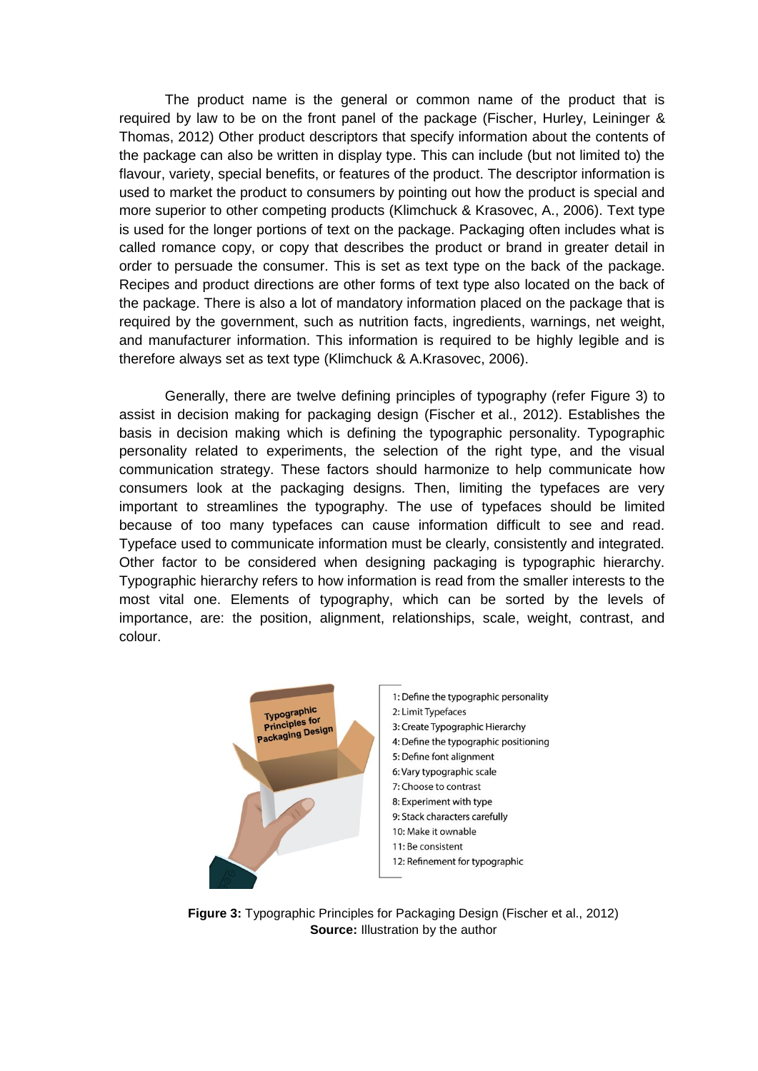The product name is the general or common name of the product that is required by law to be on the front panel of the package (Fischer, Hurley, Leininger & Thomas, 2012) Other product descriptors that specify information about the contents of the package can also be written in display type. This can include (but not limited to) the flavour, variety, special benefits, or features of the product. The descriptor information is used to market the product to consumers by pointing out how the product is special and more superior to other competing products (Klimchuck & Krasovec, A., 2006). Text type is used for the longer portions of text on the package. Packaging often includes what is called romance copy, or copy that describes the product or brand in greater detail in order to persuade the consumer. This is set as text type on the back of the package. Recipes and product directions are other forms of text type also located on the back of the package. There is also a lot of mandatory information placed on the package that is required by the government, such as nutrition facts, ingredients, warnings, net weight, and manufacturer information. This information is required to be highly legible and is therefore always set as text type (Klimchuck & A.Krasovec, 2006).

Generally, there are twelve defining principles of typography (refer Figure 3) to assist in decision making for packaging design (Fischer et al., 2012). Establishes the basis in decision making which is defining the typographic personality. Typographic personality related to experiments, the selection of the right type, and the visual communication strategy. These factors should harmonize to help communicate how consumers look at the packaging designs. Then, limiting the typefaces are very important to streamlines the typography. The use of typefaces should be limited because of too many typefaces can cause information difficult to see and read. Typeface used to communicate information must be clearly, consistently and integrated. Other factor to be considered when designing packaging is typographic hierarchy. Typographic hierarchy refers to how information is read from the smaller interests to the most vital one. Elements of typography, which can be sorted by the levels of importance, are: the position, alignment, relationships, scale, weight, contrast, and colour.

1: Define the typographic personality
2: Limit Typefaces
3: Create Typographic Hierarchy
4: Define the typographic positioning
5: Define font alignment
6: Vary typographic scale
7: Choose to contrast
8: Experiment with type
9: Stack characters carefully
10: Make it ownable
11: Be consistent
12: Refinement for typographic

**Figure 3:** Typographic Principles for Packaging Design (Fischer et al., 2012)
**Source:** Illustration by the author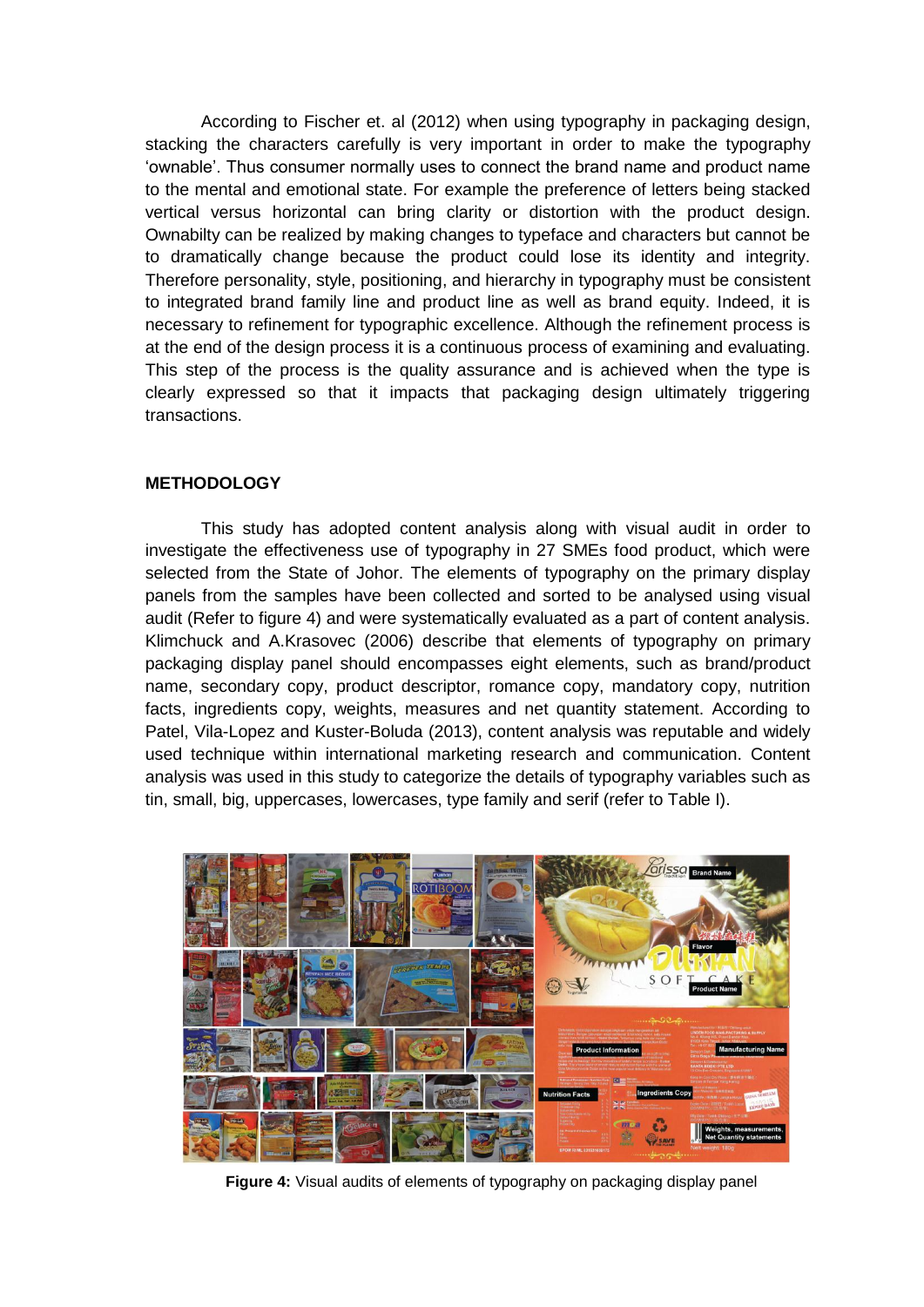According to Fischer et. al (2012) when using typography in packaging design, stacking the characters carefully is very important in order to make the typography 'ownable'. Thus consumer normally uses to connect the brand name and product name to the mental and emotional state. For example the preference of letters being stacked vertical versus horizontal can bring clarity or distortion with the product design. Ownabilty can be realized by making changes to typeface and characters but cannot be to dramatically change because the product could lose its identity and integrity. Therefore personality, style, positioning, and hierarchy in typography must be consistent to integrated brand family line and product line as well as brand equity. Indeed, it is necessary to refinement for typographic excellence. Although the refinement process is at the end of the design process it is a continuous process of examining and evaluating. This step of the process is the quality assurance and is achieved when the type is clearly expressed so that it impacts that packaging design ultimately triggering transactions.

## METHODOLOGY

This study has adopted content analysis along with visual audit in order to investigate the effectiveness use of typography in 27 SMEs food product, which were selected from the State of Johor. The elements of typography on the primary display panels from the samples have been collected and sorted to be analysed using visual audit (Refer to figure 4) and were systematically evaluated as a part of content analysis. Klimchuck and A.Krasovec (2006) describe that elements of typography on primary packaging display panel should encompasses eight elements, such as brand/product name, secondary copy, product descriptor, romance copy, mandatory copy, nutrition facts, ingredients copy, weights, measures and net quantity statement. According to Patel, Vila-Lopez and Kuster-Boluda (2013), content analysis was reputable and widely used technique within international marketing research and communication. Content analysis was used in this study to categorize the details of typography variables such as tin, small, big, uppercases, lowercases, type family and serif (refer to Table I).

**Figure 4:** Visual audits of elements of typography on packaging display panel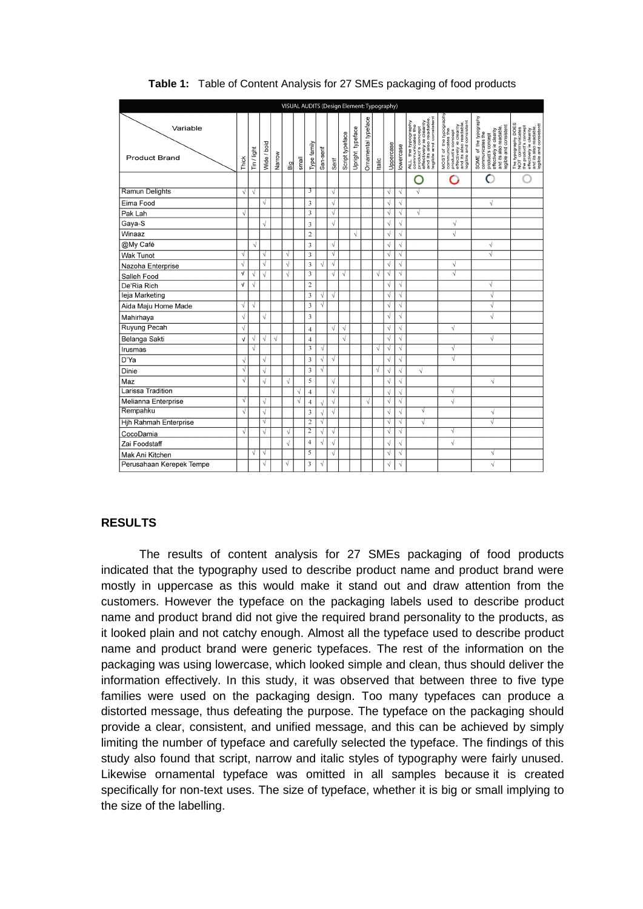**Table 1:** Table of Content Analysis for 27 SMEs packaging of food products

| VISUAL AUDITS (Design Element: Typography) | | | | | | | | | | | | | | | | | | | |
|---|---|---|---|---|---|---|---|---|---|---|---|---|---|---|---|---|---|---|---|
| Variable / Product Brand | Thick | Tin / light | Wide / bold | Narrow | Big | small | Type family | San-serif | Serif | Script typeface | Upright typeface | Ornamental typeface | Italic | Uppercase | lowercase | ALL the typography communicates the product's concept effectively ie clearly and its also readable, legible and consistent | MOST of the typography communicates the product's concept effectively ie clearly and its also readable, legible and consistent | SOME of the typography communicates the product's concept effectively ie clearly and its also readable, legible and consistent | The typography DOES NOT communicates the product's concept effectively ie clearly and its also readable, legible and consistent |
| Ramun Delights | √ | √ | | | | | 3 | | √ | | | | | √ | √ | √ | | | |
| Eima Food | | | √ | | | | 3 | | √ | | | | | √ | √ | | | √ | |
| Pak Lah | √ | | | | | | 3 | | √ | | | | | √ | √ | √ | | | |
| Gaya-S | | | √ | | | | 3 | | √ | | | | | √ | √ | | √ | | |
| Winaaz | | | | | | | 2 | | | | √ | | | √ | √ | | √ | | |
| @My Café | | √ | | | | | 3 | | √ | | | | | √ | √ | | | √ | |
| Wak Tunot | √ | | √ | | √ | | 3 | | √ | | | | | √ | √ | | | √ | |
| Nazoha Enterprise | √ | | √ | | √ | | 3 | √ | √ | | | | | √ | √ | | √ | | |
| Salleh Food | √ | √ | √ | | √ | | 3 | | √ | √ | | | √ | √ | √ | | √ | | |
| De'Ria Rich | √ | √ | | | | | 2 | | | | | | | √ | √ | | | √ | |
| Ieja Marketing | | | | | | | 3 | √ | √ | | | | | √ | √ | | | √ | |
| Aida Maju Home Made | √ | √ | | | | | 3 | √ | | | | | | √ | √ | | | √ | |
| Mahirhaya | √ | | √ | | | | 3 | | | | | | | √ | √ | | | √ | |
| Ruyung Pecah | √ | | | | | | 4 | | √ | √ | | | | √ | √ | | √ | | |
| Belanga Sakti | √ | √ | √ | √ | | | 4 | | | √ | | | | √ | √ | | | √ | |
| Irusmas | | √ | | | | | 3 | √ | | | | | √ | √ | √ | | √ | | |
| D'Ya | √ | | √ | | | | 3 | √ | √ | | | | | √ | √ | | √ | | |
| Dinie | √ | | √ | | | | 3 | √ | | | | | √ | √ | √ | √ | | | |
| Maz | √ | | √ | | √ | | 5 | | √ | | | | | √ | √ | | | √ | |
| Larissa Tradition | | | | | | √ | 4 | | √ | | | | | √ | √ | | √ | | |
| Melianna Enterprise | √ | | √ | | | √ | 4 | √ | √ | | | √ | | √ | √ | | √ | | |
| Rempahku | √ | | √ | | | | 3 | √ | √ | | | | | √ | √ | √ | | √ | |
| Hjh Rahmah Enterprise | | | √ | | | | 2 | √ | | | | | | √ | √ | √ | | √ | |
| CocoDamia | √ | | √ | | √ | | 2 | √ | √ | | | | | √ | √ | | √ | | |
| Zai Foodstaff | | | | | √ | | 4 | √ | √ | | | | | √ | √ | | √ | | |
| Mak Ani Kitchen | | √ | √ | | | | 5 | | √ | | | | | √ | √ | | | √ | |
| Perusahaan Kerepek Tempe | | | √ | | √ | | 3 | √ | | | | | | √ | √ | | | √ | |

## RESULTS

The results of content analysis for 27 SMEs packaging of food products indicated that the typography used to describe product name and product brand were mostly in uppercase as this would make it stand out and draw attention from the customers. However the typeface on the packaging labels used to describe product name and product brand did not give the required brand personality to the products, as it looked plain and not catchy enough. Almost all the typeface used to describe product name and product brand were generic typefaces. The rest of the information on the packaging was using lowercase, which looked simple and clean, thus should deliver the information effectively. In this study, it was observed that between three to five type families were used on the packaging design. Too many typefaces can produce a distorted message, thus defeating the purpose. The typeface on the packaging should provide a clear, consistent, and unified message, and this can be achieved by simply limiting the number of typeface and carefully selected the typeface. The findings of this study also found that script, narrow and italic styles of typography were fairly unused. Likewise ornamental typeface was omitted in all samples because it is created specifically for non-text uses. The size of typeface, whether it is big or small implying to the size of the labelling.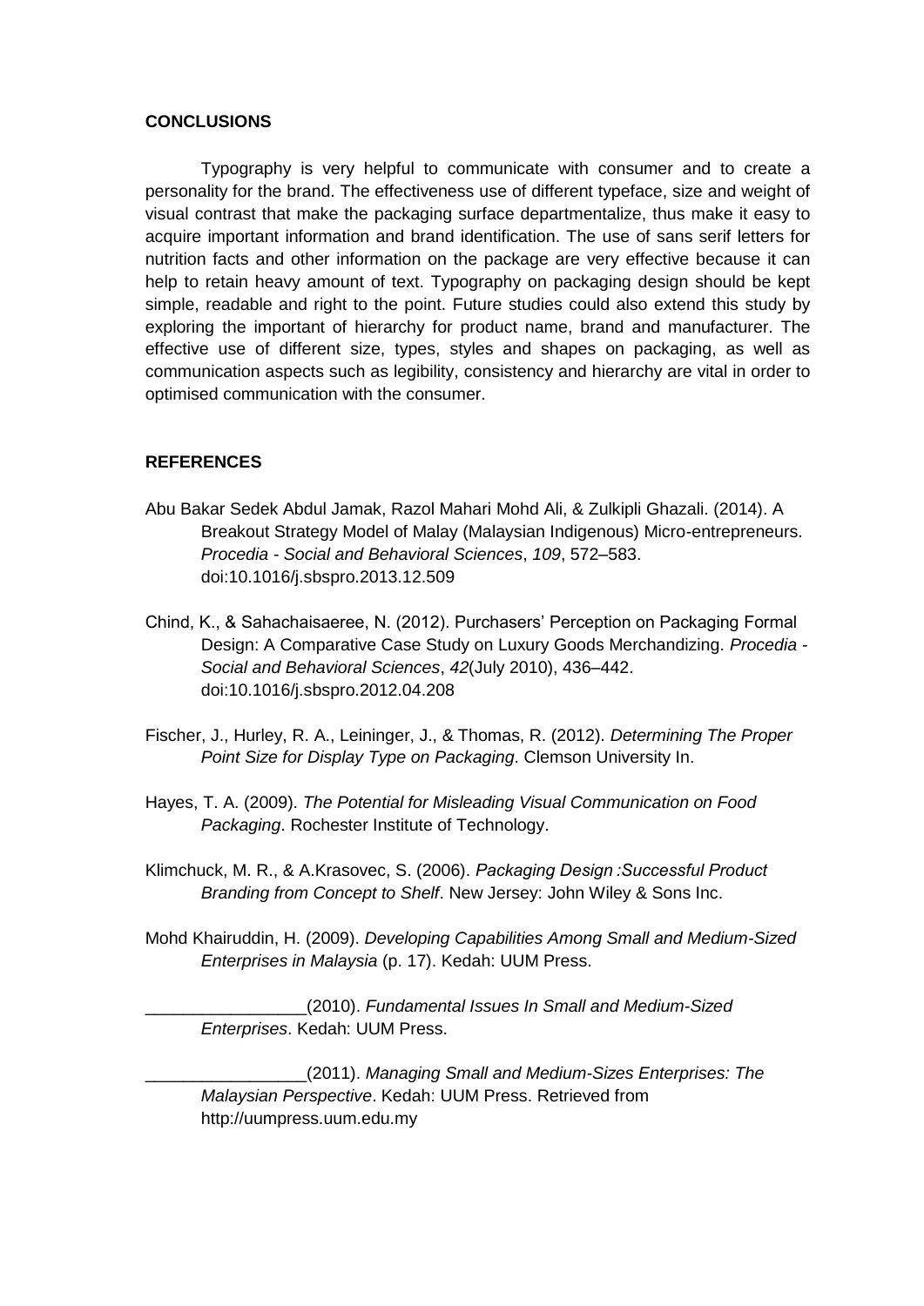## CONCLUSIONS

Typography is very helpful to communicate with consumer and to create a personality for the brand. The effectiveness use of different typeface, size and weight of visual contrast that make the packaging surface departmentalize, thus make it easy to acquire important information and brand identification. The use of sans serif letters for nutrition facts and other information on the package are very effective because it can help to retain heavy amount of text. Typography on packaging design should be kept simple, readable and right to the point. Future studies could also extend this study by exploring the important of hierarchy for product name, brand and manufacturer. The effective use of different size, types, styles and shapes on packaging, as well as communication aspects such as legibility, consistency and hierarchy are vital in order to optimised communication with the consumer.

## REFERENCES

Abu Bakar Sedek Abdul Jamak, Razol Mahari Mohd Ali, & Zulkipli Ghazali. (2014). A Breakout Strategy Model of Malay (Malaysian Indigenous) Micro-entrepreneurs. *Procedia - Social and Behavioral Sciences*, *109*, 572–583. doi:10.1016/j.sbspro.2013.12.509

Chind, K., & Sahachaisaeree, N. (2012). Purchasers' Perception on Packaging Formal Design: A Comparative Case Study on Luxury Goods Merchandizing. *Procedia - Social and Behavioral Sciences*, *42*(July 2010), 436–442. doi:10.1016/j.sbspro.2012.04.208

Fischer, J., Hurley, R. A., Leininger, J., & Thomas, R. (2012). *Determining The Proper Point Size for Display Type on Packaging*. Clemson University In.

Hayes, T. A. (2009). *The Potential for Misleading Visual Communication on Food Packaging*. Rochester Institute of Technology.

Klimchuck, M. R., & A.Krasovec, S. (2006). *Packaging Design :Successful Product Branding from Concept to Shelf*. New Jersey: John Wiley & Sons Inc.

Mohd Khairuddin, H. (2009). *Developing Capabilities Among Small and Medium-Sized Enterprises in Malaysia* (p. 17). Kedah: UUM Press.

_________________(2010). *Fundamental Issues In Small and Medium-Sized Enterprises*. Kedah: UUM Press.

_________________(2011). *Managing Small and Medium-Sizes Enterprises: The Malaysian Perspective*. Kedah: UUM Press. Retrieved from http://uumpress.uum.edu.my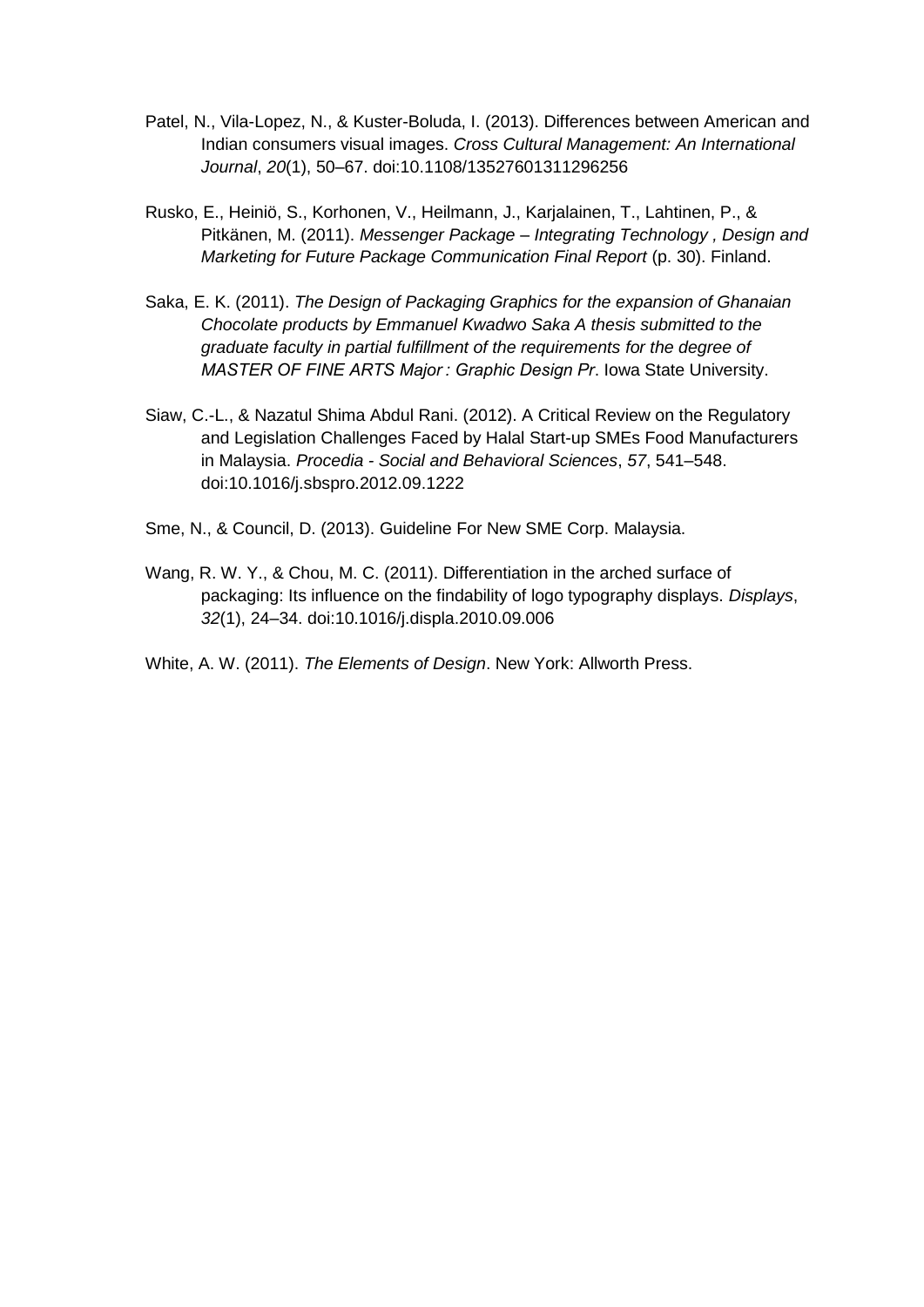Patel, N., Vila-Lopez, N., & Kuster-Boluda, I. (2013). Differences between American and Indian consumers visual images. *Cross Cultural Management: An International Journal*, *20*(1), 50–67. doi:10.1108/13527601311296256

Rusko, E., Heiniö, S., Korhonen, V., Heilmann, J., Karjalainen, T., Lahtinen, P., & Pitkänen, M. (2011). *Messenger Package – Integrating Technology , Design and Marketing for Future Package Communication Final Report* (p. 30). Finland.

Saka, E. K. (2011). *The Design of Packaging Graphics for the expansion of Ghanaian Chocolate products by Emmanuel Kwadwo Saka A thesis submitted to the graduate faculty in partial fulfillment of the requirements for the degree of MASTER OF FINE ARTS Major : Graphic Design Pr*. Iowa State University.

Siaw, C.-L., & Nazatul Shima Abdul Rani. (2012). A Critical Review on the Regulatory and Legislation Challenges Faced by Halal Start-up SMEs Food Manufacturers in Malaysia. *Procedia - Social and Behavioral Sciences*, *57*, 541–548. doi:10.1016/j.sbspro.2012.09.1222

Sme, N., & Council, D. (2013). Guideline For New SME Corp. Malaysia.

Wang, R. W. Y., & Chou, M. C. (2011). Differentiation in the arched surface of packaging: Its influence on the findability of logo typography displays. *Displays*, *32*(1), 24–34. doi:10.1016/j.displa.2010.09.006

White, A. W. (2011). *The Elements of Design*. New York: Allworth Press.